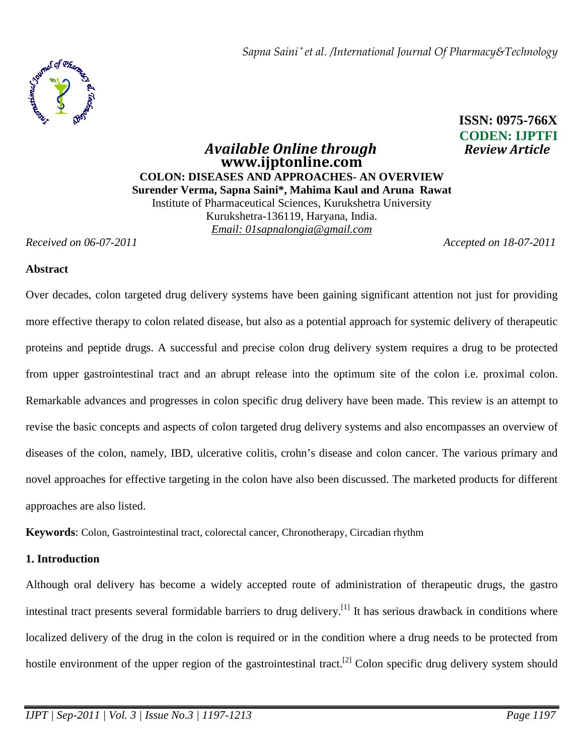ISSN: 0975-766X
CODEN: IJPTFI

*Available Online through* **www.ijptonline.com**

*Review Article*

# COLON: DISEASES AND APPROACHES- AN OVERVIEW

**Surender Verma, Sapna Saini\*, Mahima Kaul and Aruna Rawat**

Institute of Pharmaceutical Sciences, Kurukshetra University
Kurukshetra-136119, Haryana, India.
*Email: 01sapnalongia@gmail.com*

*Received on 06-07-2011* *Accepted on 18-07-2011*

## Abstract

Over decades, colon targeted drug delivery systems have been gaining significant attention not just for providing more effective therapy to colon related disease, but also as a potential approach for systemic delivery of therapeutic proteins and peptide drugs. A successful and precise colon drug delivery system requires a drug to be protected from upper gastrointestinal tract and an abrupt release into the optimum site of the colon i.e. proximal colon. Remarkable advances and progresses in colon specific drug delivery have been made. This review is an attempt to revise the basic concepts and aspects of colon targeted drug delivery systems and also encompasses an overview of diseases of the colon, namely, IBD, ulcerative colitis, crohn's disease and colon cancer. The various primary and novel approaches for effective targeting in the colon have also been discussed. The marketed products for different approaches are also listed.

**Keywords**: Colon, Gastrointestinal tract, colorectal cancer, Chronotherapy, Circadian rhythm

## 1. Introduction

Although oral delivery has become a widely accepted route of administration of therapeutic drugs, the gastro intestinal tract presents several formidable barriers to drug delivery.[1] It has serious drawback in conditions where localized delivery of the drug in the colon is required or in the condition where a drug needs to be protected from hostile environment of the upper region of the gastrointestinal tract.[2] Colon specific drug delivery system should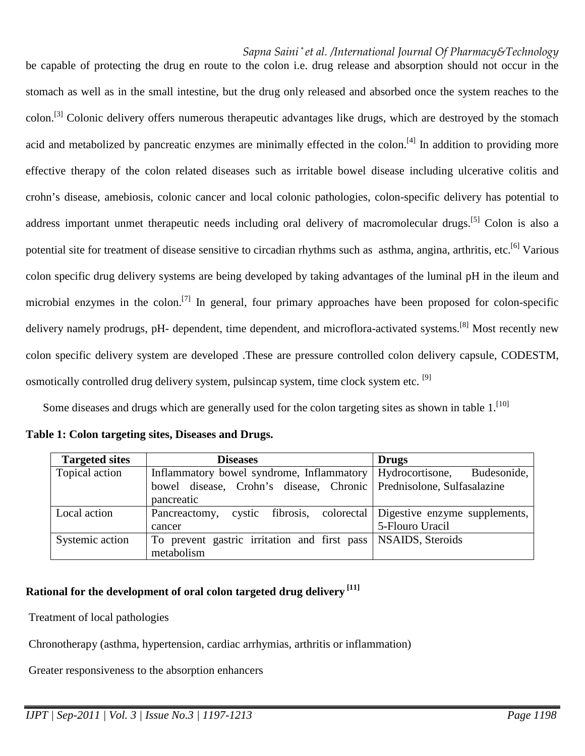be capable of protecting the drug en route to the colon i.e. drug release and absorption should not occur in the stomach as well as in the small intestine, but the drug only released and absorbed once the system reaches to the colon.[3] Colonic delivery offers numerous therapeutic advantages like drugs, which are destroyed by the stomach acid and metabolized by pancreatic enzymes are minimally effected in the colon.[4] In addition to providing more effective therapy of the colon related diseases such as irritable bowel disease including ulcerative colitis and crohn's disease, amebiosis, colonic cancer and local colonic pathologies, colon-specific delivery has potential to address important unmet therapeutic needs including oral delivery of macromolecular drugs.[5] Colon is also a potential site for treatment of disease sensitive to circadian rhythms such as asthma, angina, arthritis, etc.[6] Various colon specific drug delivery systems are being developed by taking advantages of the luminal pH in the ileum and microbial enzymes in the colon.[7] In general, four primary approaches have been proposed for colon-specific delivery namely prodrugs, pH- dependent, time dependent, and microflora-activated systems.[8] Most recently new colon specific delivery system are developed .These are pressure controlled colon delivery capsule, CODESTM, osmotically controlled drug delivery system, pulsincap system, time clock system etc. [9]

Some diseases and drugs which are generally used for the colon targeting sites as shown in table 1.[10]

**Table 1: Colon targeting sites, Diseases and Drugs.**

| Targeted sites | Diseases | Drugs |
|---|---|---|
| Topical action | Inflammatory bowel syndrome, Inflammatory bowel disease, Crohn's disease, Chronic pancreatic | Hydrocortisone, Budesonide, Prednisolone, Sulfasalazine |
| Local action | Pancreactomy, cystic fibrosis, colorectal cancer | Digestive enzyme supplements, 5-Flouro Uracil |
| Systemic action | To prevent gastric irritation and first pass metabolism | NSAIDS, Steroids |

## Rational for the development of oral colon targeted drug delivery [11]

Treatment of local pathologies

Chronotherapy (asthma, hypertension, cardiac arrhymias, arthritis or inflammation)

Greater responsiveness to the absorption enhancers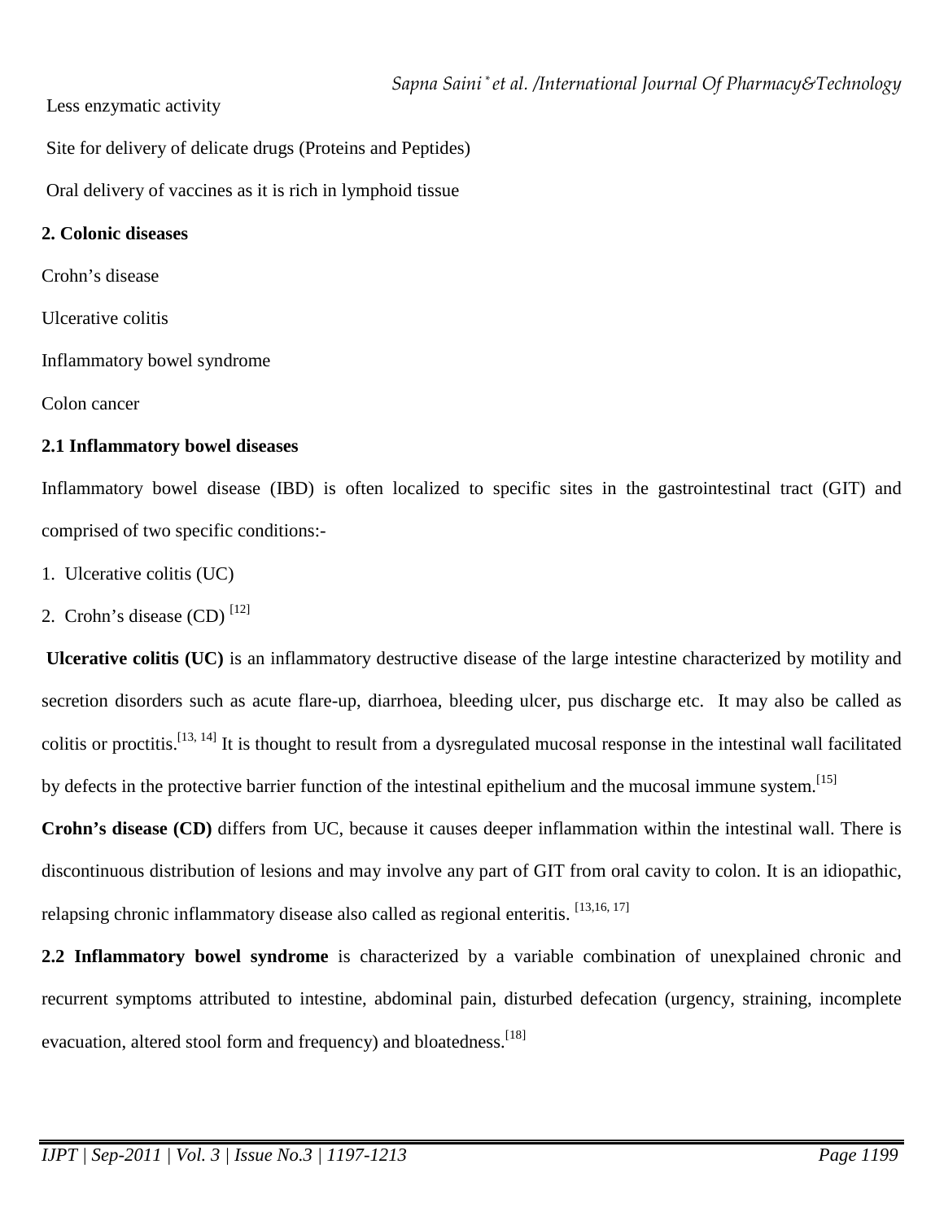Less enzymatic activity

Site for delivery of delicate drugs (Proteins and Peptides)

Oral delivery of vaccines as it is rich in lymphoid tissue

**2. Colonic diseases**

Crohn's disease

Ulcerative colitis

Inflammatory bowel syndrome

Colon cancer

**2.1 Inflammatory bowel diseases**

Inflammatory bowel disease (IBD) is often localized to specific sites in the gastrointestinal tract (GIT) and comprised of two specific conditions:-

1. Ulcerative colitis (UC)
2. Crohn's disease (CD) [12]

**Ulcerative colitis (UC)** is an inflammatory destructive disease of the large intestine characterized by motility and secretion disorders such as acute flare-up, diarrhoea, bleeding ulcer, pus discharge etc. It may also be called as colitis or proctitis.[13, 14] It is thought to result from a dysregulated mucosal response in the intestinal wall facilitated by defects in the protective barrier function of the intestinal epithelium and the mucosal immune system.[15]

**Crohn's disease (CD)** differs from UC, because it causes deeper inflammation within the intestinal wall. There is discontinuous distribution of lesions and may involve any part of GIT from oral cavity to colon. It is an idiopathic, relapsing chronic inflammatory disease also called as regional enteritis. [13,16, 17]

**2.2 Inflammatory bowel syndrome** is characterized by a variable combination of unexplained chronic and recurrent symptoms attributed to intestine, abdominal pain, disturbed defecation (urgency, straining, incomplete evacuation, altered stool form and frequency) and bloatedness.[18]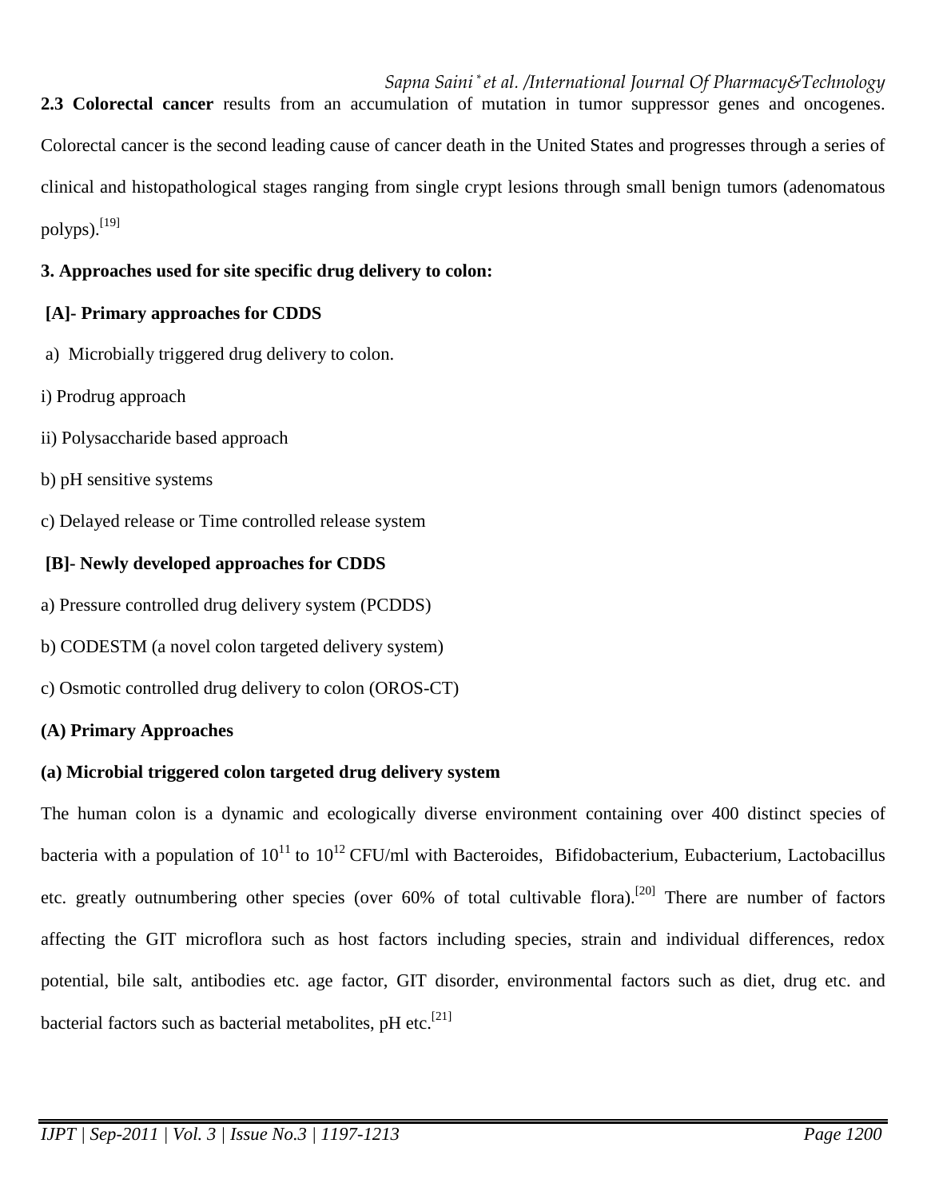**2.3 Colorectal cancer** results from an accumulation of mutation in tumor suppressor genes and oncogenes. Colorectal cancer is the second leading cause of cancer death in the United States and progresses through a series of clinical and histopathological stages ranging from single crypt lesions through small benign tumors (adenomatous polyps).[19]

**3. Approaches used for site specific drug delivery to colon:**

**[A]- Primary approaches for CDDS**

a) Microbially triggered drug delivery to colon.

i) Prodrug approach

ii) Polysaccharide based approach

b) pH sensitive systems

c) Delayed release or Time controlled release system

**[B]- Newly developed approaches for CDDS**

a) Pressure controlled drug delivery system (PCDDS)

b) CODESTM (a novel colon targeted delivery system)

c) Osmotic controlled drug delivery to colon (OROS-CT)

**(A) Primary Approaches**

**(a) Microbial triggered colon targeted drug delivery system**

The human colon is a dynamic and ecologically diverse environment containing over 400 distinct species of bacteria with a population of $10^{11}$ to $10^{12}$ CFU/ml with Bacteroides, Bifidobacterium, Eubacterium, Lactobacillus etc. greatly outnumbering other species (over 60% of total cultivable flora).[20] There are number of factors affecting the GIT microflora such as host factors including species, strain and individual differences, redox potential, bile salt, antibodies etc. age factor, GIT disorder, environmental factors such as diet, drug etc. and bacterial factors such as bacterial metabolites, pH etc.[21]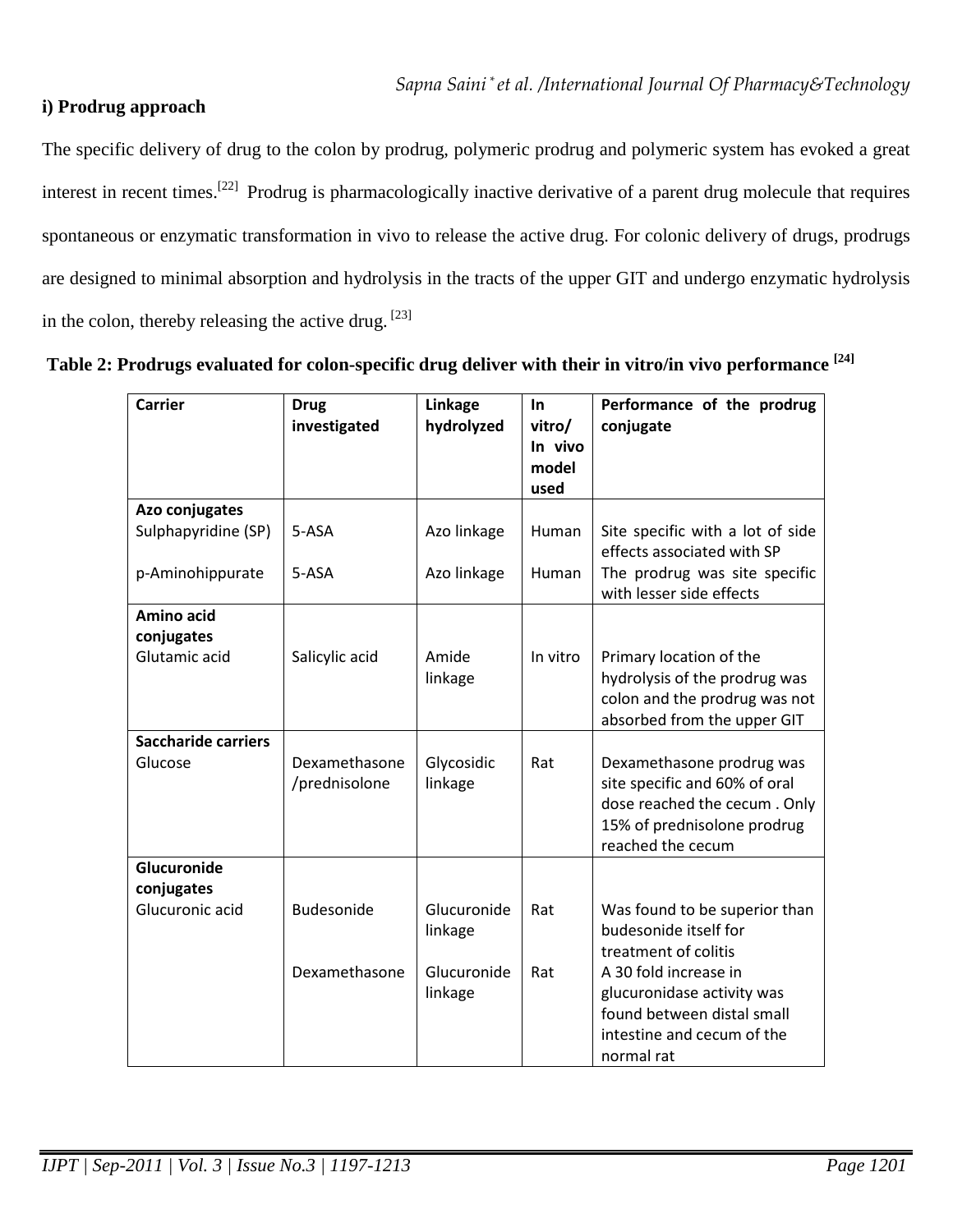**i) Prodrug approach**

The specific delivery of drug to the colon by prodrug, polymeric prodrug and polymeric system has evoked a great interest in recent times.[22] Prodrug is pharmacologically inactive derivative of a parent drug molecule that requires spontaneous or enzymatic transformation in vivo to release the active drug. For colonic delivery of drugs, prodrugs are designed to minimal absorption and hydrolysis in the tracts of the upper GIT and undergo enzymatic hydrolysis in the colon, thereby releasing the active drug. [23]

**Table 2: Prodrugs evaluated for colon-specific drug deliver with their in vitro/in vivo performance [24]**

| Carrier | Drug investigated | Linkage hydrolyzed | In vitro/ In vivo model used | Performance of the prodrug conjugate |
|---|---|---|---|---|
| **Azo conjugates** | | | | |
| Sulphapyridine (SP) | 5-ASA | Azo linkage | Human | Site specific with a lot of side effects associated with SP |
| p-Aminohippurate | 5-ASA | Azo linkage | Human | The prodrug was site specific with lesser side effects |
| **Amino acid conjugates** | | | | |
| Glutamic acid | Salicylic acid | Amide linkage | In vitro | Primary location of the hydrolysis of the prodrug was colon and the prodrug was not absorbed from the upper GIT |
| **Saccharide carriers** | | | | |
| Glucose | Dexamethasone /prednisolone | Glycosidic linkage | Rat | Dexamethasone prodrug was site specific and 60% of oral dose reached the cecum . Only 15% of prednisolone prodrug reached the cecum |
| **Glucuronide conjugates** | | | | |
| Glucuronic acid | Budesonide | Glucuronide linkage | Rat | Was found to be superior than budesonide itself for treatment of colitis |
| | Dexamethasone | Glucuronide linkage | Rat | A 30 fold increase in glucuronidase activity was found between distal small intestine and cecum of the normal rat |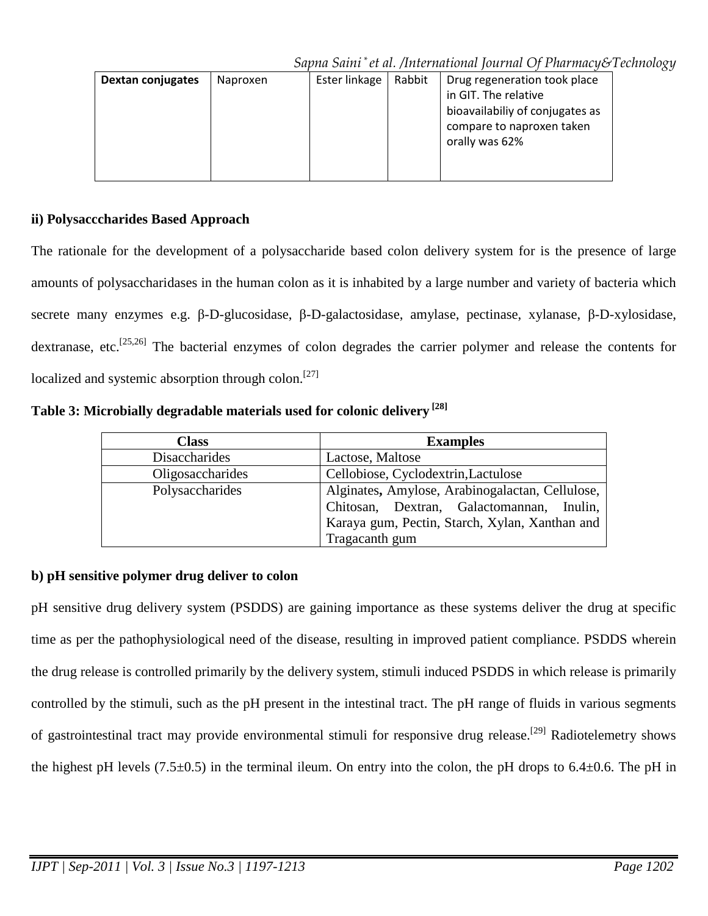| Dextan conjugates | Naproxen | Ester linkage | Rabbit | Drug regeneration took place in GIT. The relative bioavailabiliy of conjugates as compare to naproxen taken orally was 62% |
|---|---|---|---|---|

**ii) Polysacccharides Based Approach**

The rationale for the development of a polysaccharide based colon delivery system for is the presence of large amounts of polysaccharidases in the human colon as it is inhabited by a large number and variety of bacteria which secrete many enzymes e.g. β-D-glucosidase, β-D-galactosidase, amylase, pectinase, xylanase, β-D-xylosidase, dextranase, etc.[25,26] The bacterial enzymes of colon degrades the carrier polymer and release the contents for localized and systemic absorption through colon.[27]

**Table 3: Microbially degradable materials used for colonic delivery [28]**

| Class | Examples |
|---|---|
| Disaccharides | Lactose, Maltose |
| Oligosaccharides | Cellobiose, Cyclodextrin,Lactulose |
| Polysaccharides | Alginates, Amylose, Arabinogalactan, Cellulose, Chitosan, Dextran, Galactomannan, Inulin, Karaya gum, Pectin, Starch, Xylan, Xanthan and Tragacanth gum |

**b) pH sensitive polymer drug deliver to colon**

pH sensitive drug delivery system (PSDDS) are gaining importance as these systems deliver the drug at specific time as per the pathophysiological need of the disease, resulting in improved patient compliance. PSDDS wherein the drug release is controlled primarily by the delivery system, stimuli induced PSDDS in which release is primarily controlled by the stimuli, such as the pH present in the intestinal tract. The pH range of fluids in various segments of gastrointestinal tract may provide environmental stimuli for responsive drug release.[29] Radiotelemetry shows the highest pH levels (7.5±0.5) in the terminal ileum. On entry into the colon, the pH drops to 6.4±0.6. The pH in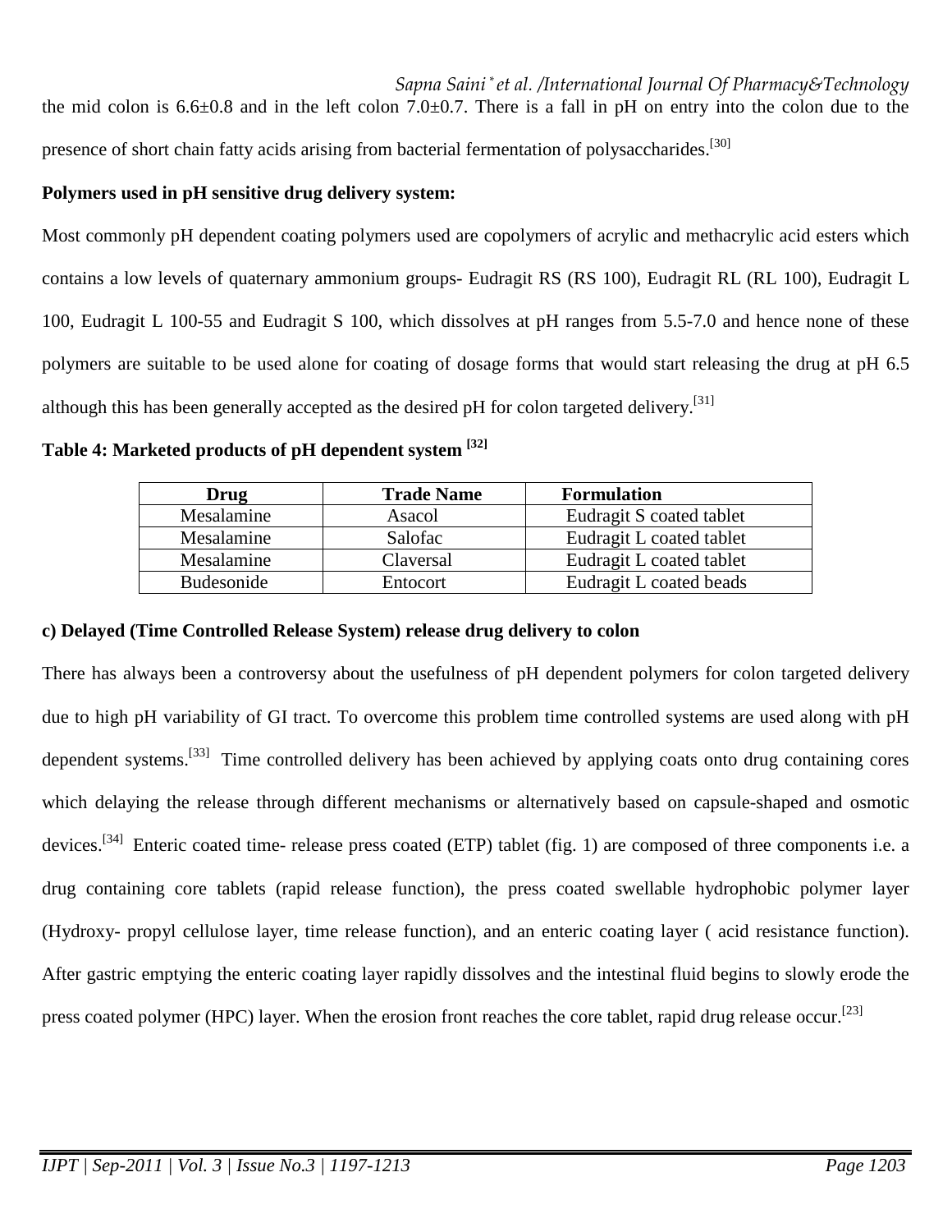the mid colon is 6.6±0.8 and in the left colon 7.0±0.7. There is a fall in pH on entry into the colon due to the presence of short chain fatty acids arising from bacterial fermentation of polysaccharides.[30]

**Polymers used in pH sensitive drug delivery system:**

Most commonly pH dependent coating polymers used are copolymers of acrylic and methacrylic acid esters which contains a low levels of quaternary ammonium groups- Eudragit RS (RS 100), Eudragit RL (RL 100), Eudragit L 100, Eudragit L 100-55 and Eudragit S 100, which dissolves at pH ranges from 5.5-7.0 and hence none of these polymers are suitable to be used alone for coating of dosage forms that would start releasing the drug at pH 6.5 although this has been generally accepted as the desired pH for colon targeted delivery.[31]

**Table 4: Marketed products of pH dependent system [32]**

| Drug | Trade Name | Formulation |
| --- | --- | --- |
| Mesalamine | Asacol | Eudragit S coated tablet |
| Mesalamine | Salofac | Eudragit L coated tablet |
| Mesalamine | Claversal | Eudragit L coated tablet |
| Budesonide | Entocort | Eudragit L coated beads |

**c) Delayed (Time Controlled Release System) release drug delivery to colon**

There has always been a controversy about the usefulness of pH dependent polymers for colon targeted delivery due to high pH variability of GI tract. To overcome this problem time controlled systems are used along with pH dependent systems.[33] Time controlled delivery has been achieved by applying coats onto drug containing cores which delaying the release through different mechanisms or alternatively based on capsule-shaped and osmotic devices.[34] Enteric coated time- release press coated (ETP) tablet (fig. 1) are composed of three components i.e. a drug containing core tablets (rapid release function), the press coated swellable hydrophobic polymer layer (Hydroxy- propyl cellulose layer, time release function), and an enteric coating layer ( acid resistance function). After gastric emptying the enteric coating layer rapidly dissolves and the intestinal fluid begins to slowly erode the press coated polymer (HPC) layer. When the erosion front reaches the core tablet, rapid drug release occur.[23]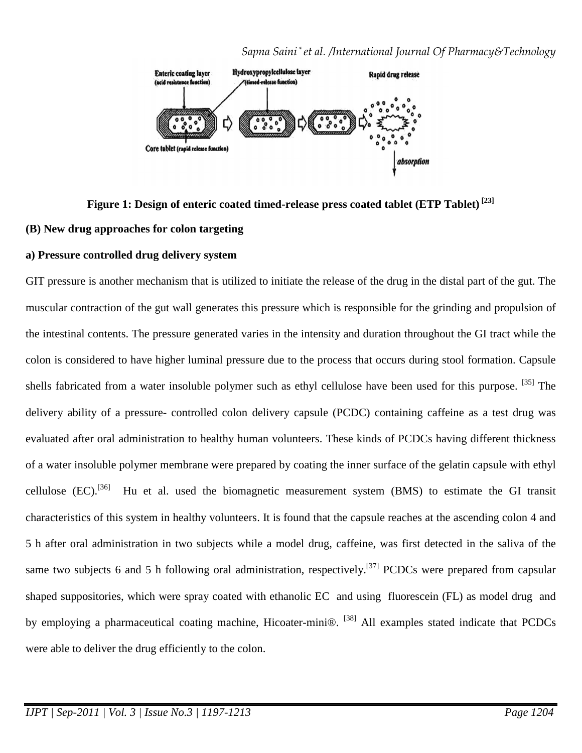Figure 1: Design of enteric coated timed-release press coated tablet (ETP Tablet) [23]

**(B) New drug approaches for colon targeting**

**a) Pressure controlled drug delivery system**

GIT pressure is another mechanism that is utilized to initiate the release of the drug in the distal part of the gut. The muscular contraction of the gut wall generates this pressure which is responsible for the grinding and propulsion of the intestinal contents. The pressure generated varies in the intensity and duration throughout the GI tract while the colon is considered to have higher luminal pressure due to the process that occurs during stool formation. Capsule shells fabricated from a water insoluble polymer such as ethyl cellulose have been used for this purpose. [35] The delivery ability of a pressure- controlled colon delivery capsule (PCDC) containing caffeine as a test drug was evaluated after oral administration to healthy human volunteers. These kinds of PCDCs having different thickness of a water insoluble polymer membrane were prepared by coating the inner surface of the gelatin capsule with ethyl cellulose (EC).[36] Hu et al. used the biomagnetic measurement system (BMS) to estimate the GI transit characteristics of this system in healthy volunteers. It is found that the capsule reaches at the ascending colon 4 and 5 h after oral administration in two subjects while a model drug, caffeine, was first detected in the saliva of the same two subjects 6 and 5 h following oral administration, respectively.[37] PCDCs were prepared from capsular shaped suppositories, which were spray coated with ethanolic EC and using fluorescein (FL) as model drug and by employing a pharmaceutical coating machine, Hicoater-mini®. [38] All examples stated indicate that PCDCs were able to deliver the drug efficiently to the colon.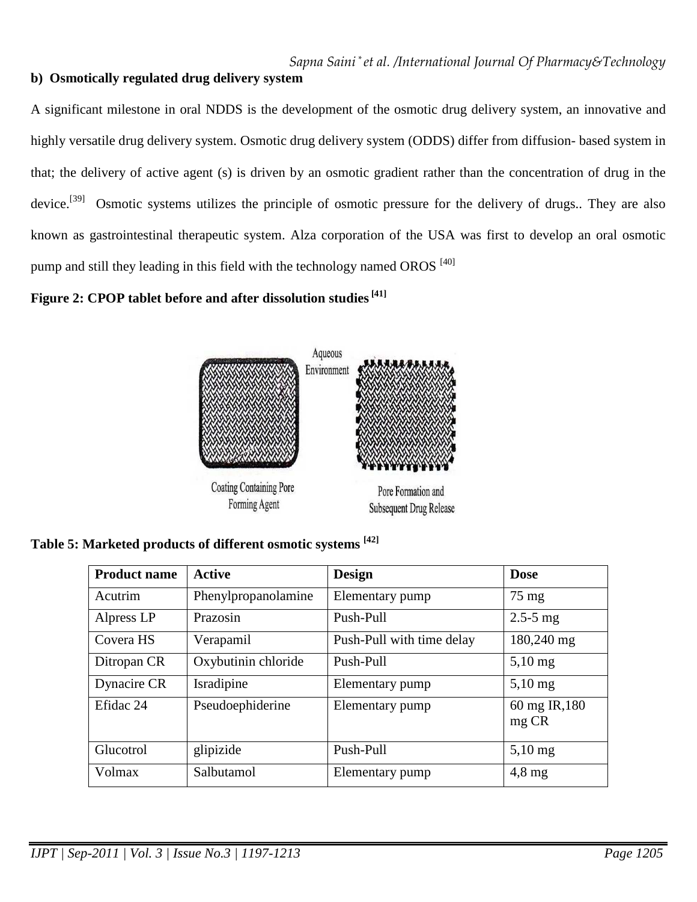**b) Osmotically regulated drug delivery system**

A significant milestone in oral NDDS is the development of the osmotic drug delivery system, an innovative and highly versatile drug delivery system. Osmotic drug delivery system (ODDS) differ from diffusion- based system in that; the delivery of active agent (s) is driven by an osmotic gradient rather than the concentration of drug in the device.[39] Osmotic systems utilizes the principle of osmotic pressure for the delivery of drugs.. They are also known as gastrointestinal therapeutic system. Alza corporation of the USA was first to develop an oral osmotic pump and still they leading in this field with the technology named OROS [40]

**Figure 2: CPOP tablet before and after dissolution studies [41]**

Aqueous Environment

Coating Containing Pore Forming Agent

Pore Formation and Subsequent Drug Release

**Table 5: Marketed products of different osmotic systems [42]**

| Product name | Active | Design | Dose |
|---|---|---|---|
| Acutrim | Phenylpropanolamine | Elementary pump | 75 mg |
| Alpress LP | Prazosin | Push-Pull | 2.5-5 mg |
| Covera HS | Verapamil | Push-Pull with time delay | 180,240 mg |
| Ditropan CR | Oxybutinin chloride | Push-Pull | 5,10 mg |
| Dynacire CR | Isradipine | Elementary pump | 5,10 mg |
| Efidac 24 | Pseudoephiderine | Elementary pump | 60 mg IR,180 mg CR |
| Glucotrol | glipizide | Push-Pull | 5,10 mg |
| Volmax | Salbutamol | Elementary pump | 4,8 mg |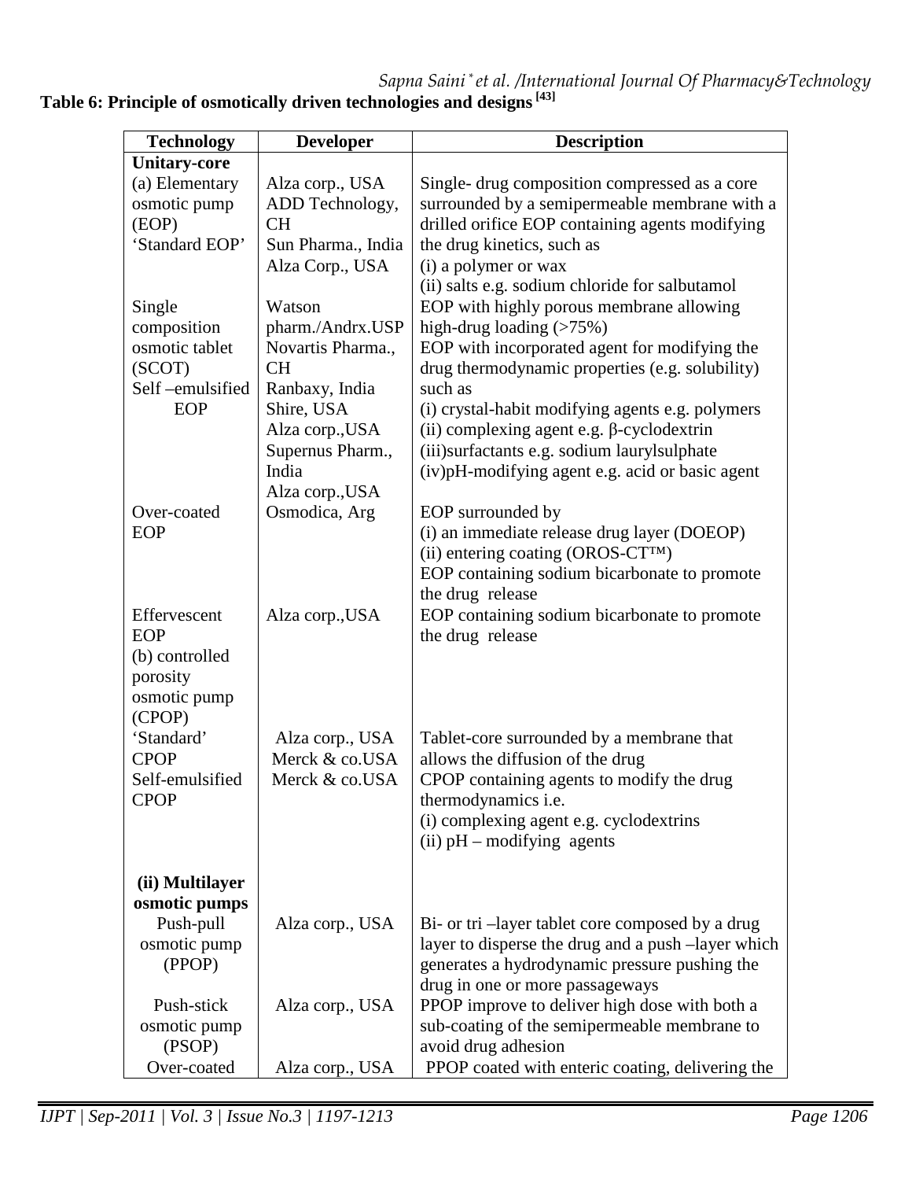**Table 6: Principle of osmotically driven technologies and designs [43]**

| Technology | Developer | Description |
|---|---|---|
| **Unitary-core** | | |
| (a) Elementary osmotic pump (EOP) 'Standard EOP' | Alza corp., USA<br>ADD Technology, CH<br>Sun Pharma., India<br>Alza Corp., USA | Single- drug composition compressed as a core surrounded by a semipermeable membrane with a drilled orifice EOP containing agents modifying the drug kinetics, such as<br>(i) a polymer or wax<br>(ii) salts e.g. sodium chloride for salbutamol |
| Single composition osmotic tablet (SCOT)<br>Self –emulsified EOP | Watson pharm./Andrx.USP<br>Novartis Pharma., CH<br>Ranbaxy, India<br>Shire, USA<br>Alza corp.,USA<br>Supernus Pharm., India<br>Alza corp.,USA | EOP with highly porous membrane allowing high-drug loading (>75%)<br>EOP with incorporated agent for modifying the drug thermodynamic properties (e.g. solubility) such as<br>(i) crystal-habit modifying agents e.g. polymers<br>(ii) complexing agent e.g. β-cyclodextrin<br>(iii)surfactants e.g. sodium laurylsulphate<br>(iv)pH-modifying agent e.g. acid or basic agent |
| Over-coated EOP | Osmodica, Arg | EOP surrounded by<br>(i) an immediate release drug layer (DOEOP)<br>(ii) entering coating (OROS-CT™)<br>EOP containing sodium bicarbonate to promote the drug release |
| Effervescent EOP | Alza corp.,USA | EOP containing sodium bicarbonate to promote the drug release |
| (b) controlled porosity osmotic pump (CPOP) | | |
| 'Standard' CPOP<br>Self-emulsified CPOP | Alza corp., USA<br>Merck & co.USA<br>Merck & co.USA | Tablet-core surrounded by a membrane that allows the diffusion of the drug<br>CPOP containing agents to modify the drug thermodynamics i.e.<br>(i) complexing agent e.g. cyclodextrins<br>(ii) pH – modifying agents |
| **(ii) Multilayer osmotic pumps** | | |
| Push-pull osmotic pump (PPOP) | Alza corp., USA | Bi- or tri –layer tablet core composed by a drug layer to disperse the drug and a push –layer which generates a hydrodynamic pressure pushing the drug in one or more passageways |
| Push-stick osmotic pump (PSOP) | Alza corp., USA | PPOP improve to deliver high dose with both a sub-coating of the semipermeable membrane to avoid drug adhesion |
| Over-coated | Alza corp., USA | PPOP coated with enteric coating, delivering the |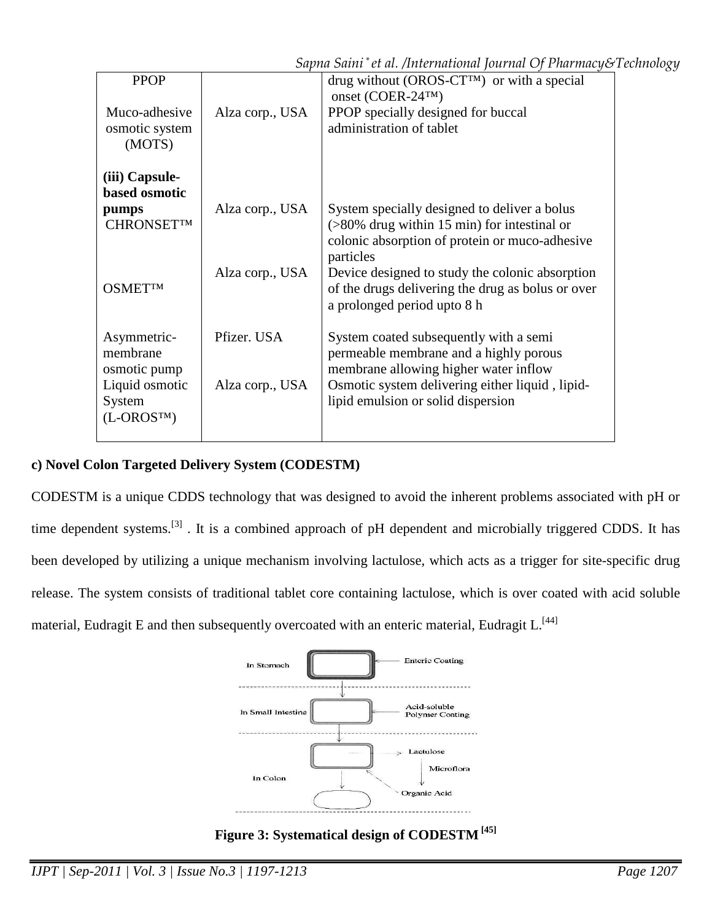| | | |
|---|---|---|
| PPOP | | drug without (OROS-CT™) or with a special onset (COER-24™) |
| Muco-adhesive osmotic system (MOTS) | Alza corp., USA | PPOP specially designed for buccal administration of tablet |
| **(iii) Capsule-based osmotic pumps** CHRONSET™ | Alza corp., USA | System specially designed to deliver a bolus (>80% drug within 15 min) for intestinal or colonic absorption of protein or muco-adhesive particles |
| OSMET™ | Alza corp., USA | Device designed to study the colonic absorption of the drugs delivering the drug as bolus or over a prolonged period upto 8 h |
| Asymmetric-membrane osmotic pump | Pfizer. USA | System coated subsequently with a semi permeable membrane and a highly porous membrane allowing higher water inflow |
| Liquid osmotic System (L-OROS™) | Alza corp., USA | Osmotic system delivering either liquid , lipid-lipid emulsion or solid dispersion |

**c) Novel Colon Targeted Delivery System (CODESTM)**

CODESTM is a unique CDDS technology that was designed to avoid the inherent problems associated with pH or time dependent systems.[3] . It is a combined approach of pH dependent and microbially triggered CDDS. It has been developed by utilizing a unique mechanism involving lactulose, which acts as a trigger for site-specific drug release. The system consists of traditional tablet core containing lactulose, which is over coated with acid soluble material, Eudragit E and then subsequently overcoated with an enteric material, Eudragit L.[44]

**Figure 3: Systematical design of CODESTM [45]**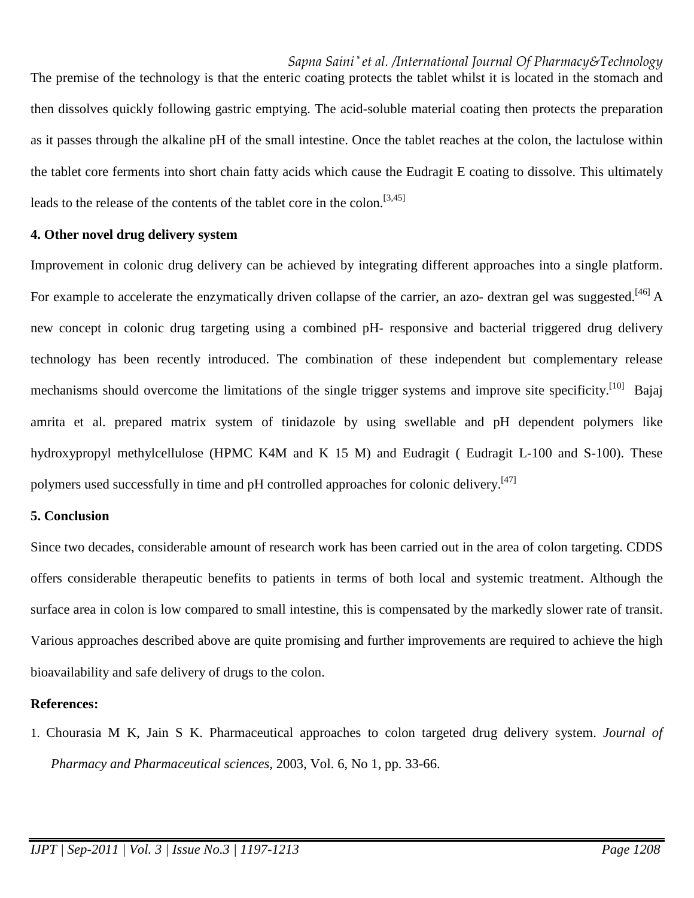The premise of the technology is that the enteric coating protects the tablet whilst it is located in the stomach and then dissolves quickly following gastric emptying. The acid-soluble material coating then protects the preparation as it passes through the alkaline pH of the small intestine. Once the tablet reaches at the colon, the lactulose within the tablet core ferments into short chain fatty acids which cause the Eudragit E coating to dissolve. This ultimately leads to the release of the contents of the tablet core in the colon.[3,45]

**4. Other novel drug delivery system**

Improvement in colonic drug delivery can be achieved by integrating different approaches into a single platform. For example to accelerate the enzymatically driven collapse of the carrier, an azo- dextran gel was suggested.[46] A new concept in colonic drug targeting using a combined pH- responsive and bacterial triggered drug delivery technology has been recently introduced. The combination of these independent but complementary release mechanisms should overcome the limitations of the single trigger systems and improve site specificity.[10] Bajaj amrita et al. prepared matrix system of tinidazole by using swellable and pH dependent polymers like hydroxypropyl methylcellulose (HPMC K4M and K 15 M) and Eudragit ( Eudragit L-100 and S-100). These polymers used successfully in time and pH controlled approaches for colonic delivery.[47]

**5. Conclusion**

Since two decades, considerable amount of research work has been carried out in the area of colon targeting. CDDS offers considerable therapeutic benefits to patients in terms of both local and systemic treatment. Although the surface area in colon is low compared to small intestine, this is compensated by the markedly slower rate of transit. Various approaches described above are quite promising and further improvements are required to achieve the high bioavailability and safe delivery of drugs to the colon.

**References:**

1. Chourasia M K, Jain S K. Pharmaceutical approaches to colon targeted drug delivery system. *Journal of Pharmacy and Pharmaceutical sciences,* 2003, Vol. 6, No 1, pp. 33-66.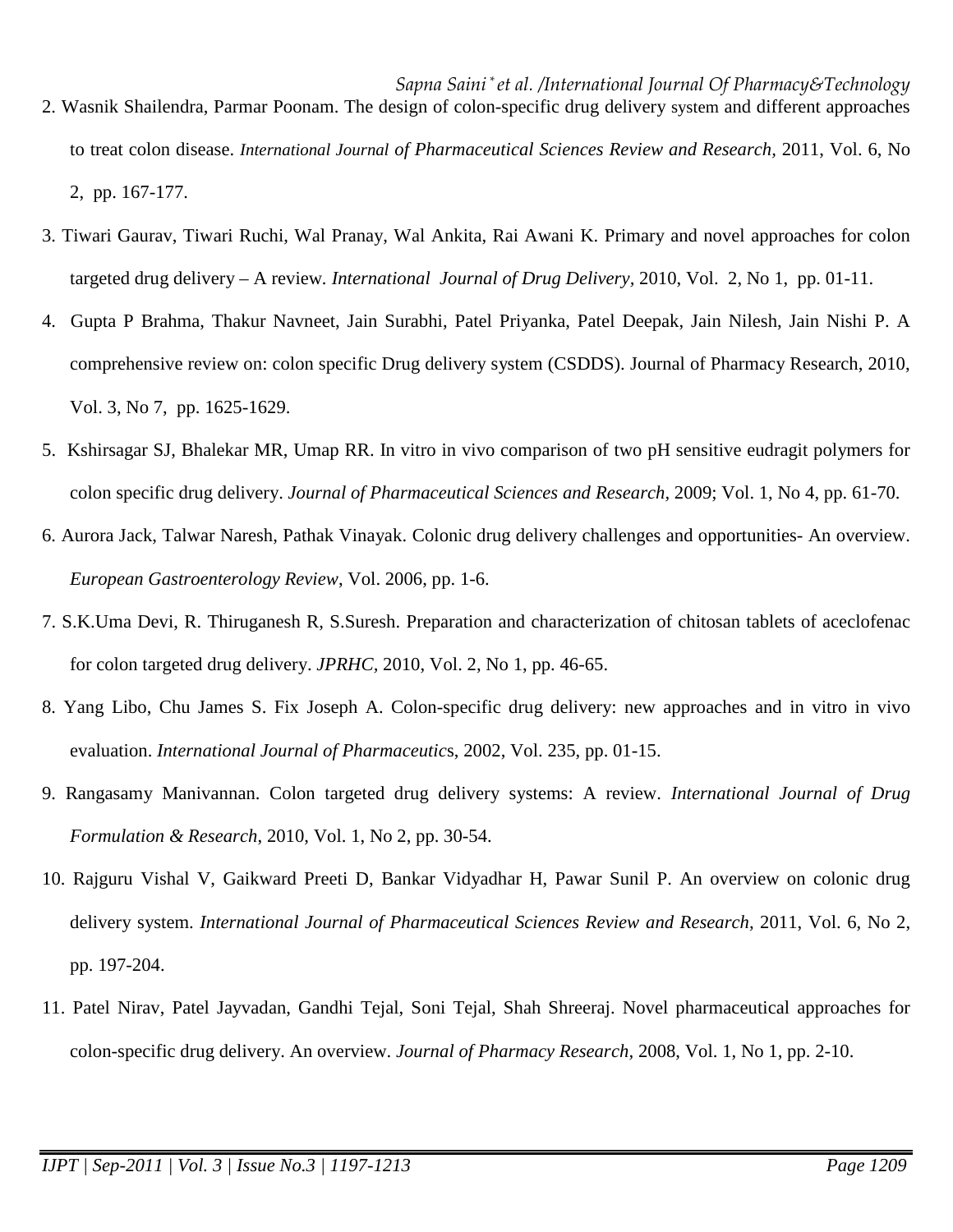2. Wasnik Shailendra, Parmar Poonam. The design of colon-specific drug delivery system and different approaches to treat colon disease. *International Journal of Pharmaceutical Sciences Review and Research*, 2011, Vol. 6, No 2, pp. 167-177.

3. Tiwari Gaurav, Tiwari Ruchi, Wal Pranay, Wal Ankita, Rai Awani K. Primary and novel approaches for colon targeted drug delivery – A review. *International Journal of Drug Delivery*, 2010, Vol. 2, No 1, pp. 01-11.

4. Gupta P Brahma, Thakur Navneet, Jain Surabhi, Patel Priyanka, Patel Deepak, Jain Nilesh, Jain Nishi P. A comprehensive review on: colon specific Drug delivery system (CSDDS). Journal of Pharmacy Research, 2010, Vol. 3, No 7, pp. 1625-1629.

5. Kshirsagar SJ, Bhalekar MR, Umap RR. In vitro in vivo comparison of two pH sensitive eudragit polymers for colon specific drug delivery. *Journal of Pharmaceutical Sciences and Research*, 2009; Vol. 1, No 4, pp. 61-70.

6. Aurora Jack, Talwar Naresh, Pathak Vinayak. Colonic drug delivery challenges and opportunities- An overview. *European Gastroenterology Review*, Vol. 2006, pp. 1-6.

7. S.K.Uma Devi, R. Thiruganesh R, S.Suresh. Preparation and characterization of chitosan tablets of aceclofenac for colon targeted drug delivery. *JPRHC*, 2010, Vol. 2, No 1, pp. 46-65.

8. Yang Libo, Chu James S. Fix Joseph A. Colon-specific drug delivery: new approaches and in vitro in vivo evaluation. *International Journal of Pharmaceutics*, 2002, Vol. 235, pp. 01-15.

9. Rangasamy Manivannan. Colon targeted drug delivery systems: A review. *International Journal of Drug Formulation & Research*, 2010, Vol. 1, No 2, pp. 30-54.

10. Rajguru Vishal V, Gaikward Preeti D, Bankar Vidyadhar H, Pawar Sunil P. An overview on colonic drug delivery system. *International Journal of Pharmaceutical Sciences Review and Research*, 2011, Vol. 6, No 2, pp. 197-204.

11. Patel Nirav, Patel Jayvadan, Gandhi Tejal, Soni Tejal, Shah Shreeraj. Novel pharmaceutical approaches for colon-specific drug delivery. An overview. *Journal of Pharmacy Research*, 2008, Vol. 1, No 1, pp. 2-10.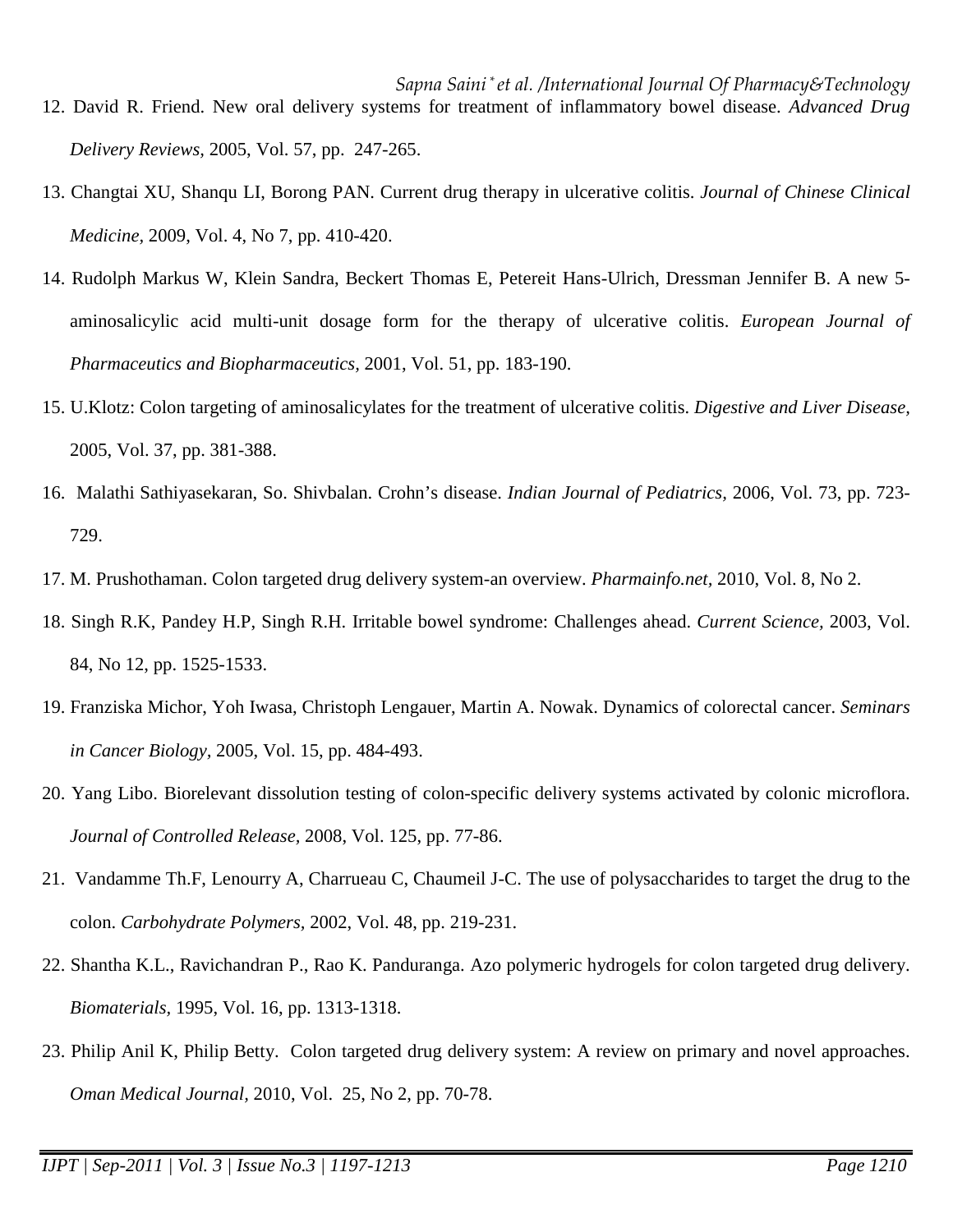12. David R. Friend. New oral delivery systems for treatment of inflammatory bowel disease. *Advanced Drug Delivery Reviews*, 2005, Vol. 57, pp. 247-265.
13. Changtai XU, Shanqu LI, Borong PAN. Current drug therapy in ulcerative colitis. *Journal of Chinese Clinical Medicine*, 2009, Vol. 4, No 7, pp. 410-420.
14. Rudolph Markus W, Klein Sandra, Beckert Thomas E, Petereit Hans-Ulrich, Dressman Jennifer B. A new 5-aminosalicylic acid multi-unit dosage form for the therapy of ulcerative colitis. *European Journal of Pharmaceutics and Biopharmaceutics*, 2001, Vol. 51, pp. 183-190.
15. U.Klotz: Colon targeting of aminosalicylates for the treatment of ulcerative colitis. *Digestive and Liver Disease*, 2005, Vol. 37, pp. 381-388.
16. Malathi Sathiyasekaran, So. Shivbalan. Crohn's disease. *Indian Journal of Pediatrics*, 2006, Vol. 73, pp. 723-729.
17. M. Prushothaman. Colon targeted drug delivery system-an overview. *Pharmainfo.net*, 2010, Vol. 8, No 2.
18. Singh R.K, Pandey H.P, Singh R.H. Irritable bowel syndrome: Challenges ahead. *Current Science*, 2003, Vol. 84, No 12, pp. 1525-1533.
19. Franziska Michor, Yoh Iwasa, Christoph Lengauer, Martin A. Nowak. Dynamics of colorectal cancer. *Seminars in Cancer Biology*, 2005, Vol. 15, pp. 484-493.
20. Yang Libo. Biorelevant dissolution testing of colon-specific delivery systems activated by colonic microflora. *Journal of Controlled Release*, 2008, Vol. 125, pp. 77-86.
21. Vandamme Th.F, Lenourry A, Charrueau C, Chaumeil J-C. The use of polysaccharides to target the drug to the colon. *Carbohydrate Polymers*, 2002, Vol. 48, pp. 219-231.
22. Shantha K.L., Ravichandran P., Rao K. Panduranga. Azo polymeric hydrogels for colon targeted drug delivery. *Biomaterials*, 1995, Vol. 16, pp. 1313-1318.
23. Philip Anil K, Philip Betty. Colon targeted drug delivery system: A review on primary and novel approaches. *Oman Medical Journal*, 2010, Vol. 25, No 2, pp. 70-78.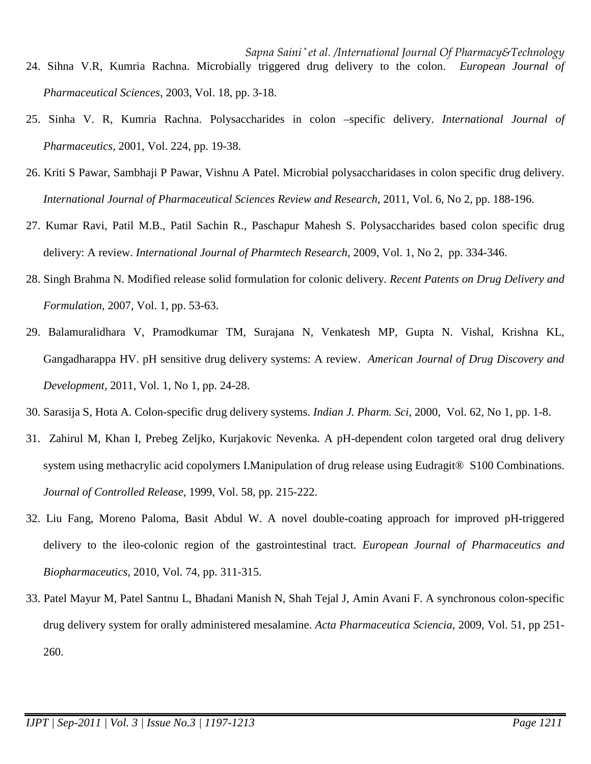24. Sihna V.R, Kumria Rachna. Microbially triggered drug delivery to the colon. *European Journal of Pharmaceutical Sciences,* 2003, Vol. 18, pp. 3-18.

25. Sinha V. R, Kumria Rachna. Polysaccharides in colon –specific delivery. *International Journal of Pharmaceutics,* 2001, Vol. 224, pp. 19-38.

26. Kriti S Pawar, Sambhaji P Pawar, Vishnu A Patel. Microbial polysaccharidases in colon specific drug delivery. *International Journal of Pharmaceutical Sciences Review and Research,* 2011, Vol. 6, No 2, pp. 188-196.

27. Kumar Ravi, Patil M.B., Patil Sachin R., Paschapur Mahesh S. Polysaccharides based colon specific drug delivery: A review. *International Journal of Pharmtech Research*, 2009, Vol. 1, No 2, pp. 334-346.

28. Singh Brahma N. Modified release solid formulation for colonic delivery. *Recent Patents on Drug Delivery and Formulation,* 2007, Vol. 1, pp. 53-63.

29. Balamuralidhara V, Pramodkumar TM, Surajana N, Venkatesh MP, Gupta N. Vishal, Krishna KL, Gangadharappa HV. pH sensitive drug delivery systems: A review. *American Journal of Drug Discovery and Development,* 2011, Vol. 1, No 1, pp. 24-28.

30. Sarasija S, Hota A. Colon-specific drug delivery systems. *Indian J. Pharm. Sci*, 2000, Vol. 62, No 1, pp. 1-8.

31. Zahirul M, Khan I, Prebeg Zeljko, Kurjakovic Nevenka. A pH-dependent colon targeted oral drug delivery system using methacrylic acid copolymers I.Manipulation of drug release using Eudragit® S100 Combinations. *Journal of Controlled Release,* 1999, Vol. 58, pp. 215-222.

32. Liu Fang, Moreno Paloma, Basit Abdul W. A novel double-coating approach for improved pH-triggered delivery to the ileo-colonic region of the gastrointestinal tract. *European Journal of Pharmaceutics and Biopharmaceutics,* 2010, Vol. 74, pp. 311-315.

33. Patel Mayur M, Patel Santnu L, Bhadani Manish N, Shah Tejal J, Amin Avani F. A synchronous colon-specific drug delivery system for orally administered mesalamine. *Acta Pharmaceutica Sciencia,* 2009, Vol. 51, pp 251-260.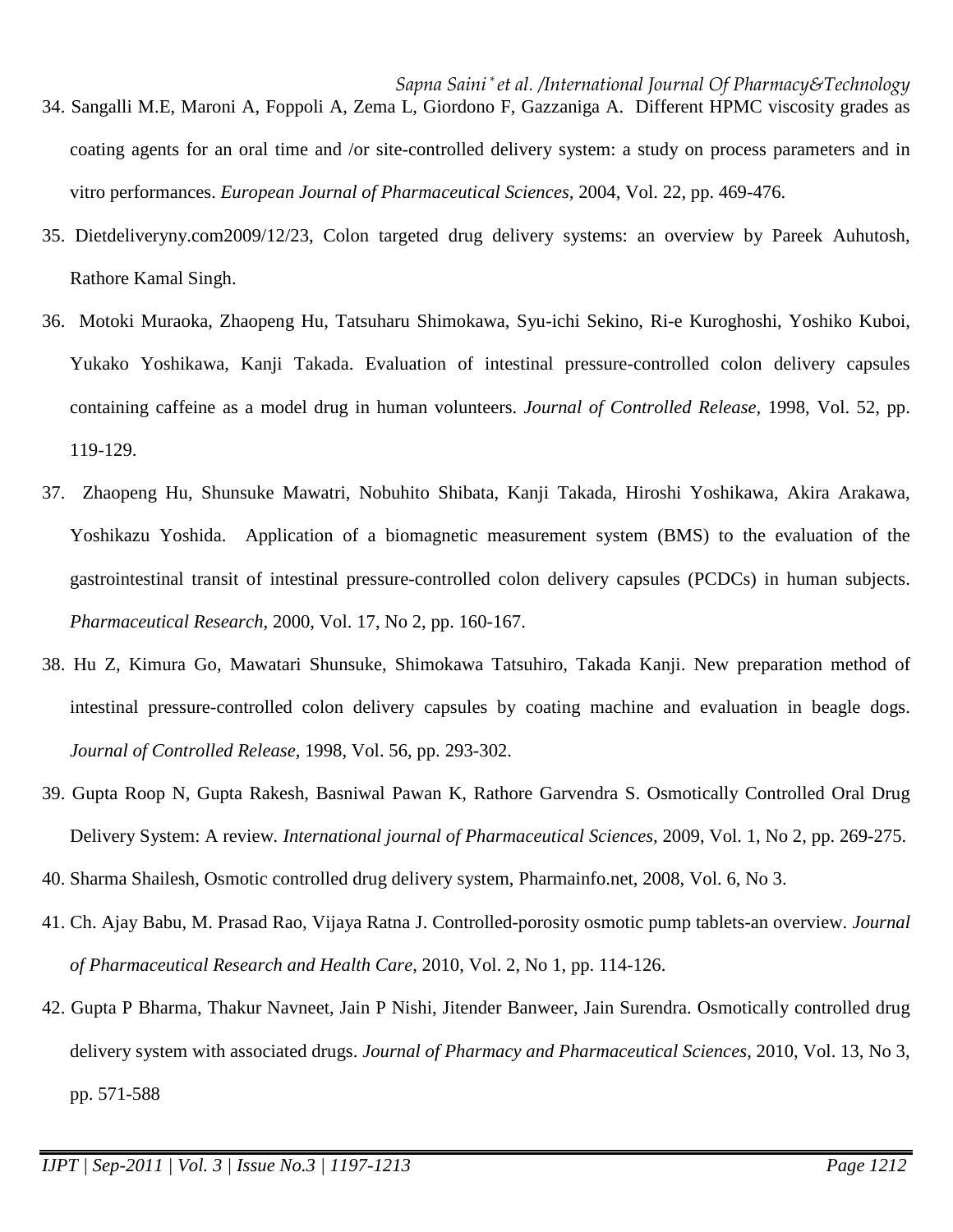34. Sangalli M.E, Maroni A, Foppoli A, Zema L, Giordono F, Gazzaniga A. Different HPMC viscosity grades as coating agents for an oral time and /or site-controlled delivery system: a study on process parameters and in vitro performances. *European Journal of Pharmaceutical Sciences,* 2004, Vol. 22, pp. 469-476.
35. Dietdeliveryny.com2009/12/23, Colon targeted drug delivery systems: an overview by Pareek Auhutosh, Rathore Kamal Singh.
36. Motoki Muraoka, Zhaopeng Hu, Tatsuharu Shimokawa, Syu-ichi Sekino, Ri-e Kuroghoshi, Yoshiko Kuboi, Yukako Yoshikawa, Kanji Takada. Evaluation of intestinal pressure-controlled colon delivery capsules containing caffeine as a model drug in human volunteers. *Journal of Controlled Release,* 1998, Vol. 52, pp. 119-129.
37. Zhaopeng Hu, Shunsuke Mawatri, Nobuhito Shibata, Kanji Takada, Hiroshi Yoshikawa, Akira Arakawa, Yoshikazu Yoshida. Application of a biomagnetic measurement system (BMS) to the evaluation of the gastrointestinal transit of intestinal pressure-controlled colon delivery capsules (PCDCs) in human subjects. *Pharmaceutical Research,* 2000, Vol. 17, No 2, pp. 160-167.
38. Hu Z, Kimura Go, Mawatari Shunsuke, Shimokawa Tatsuhiro, Takada Kanji. New preparation method of intestinal pressure-controlled colon delivery capsules by coating machine and evaluation in beagle dogs. *Journal of Controlled Release,* 1998, Vol. 56, pp. 293-302.
39. Gupta Roop N, Gupta Rakesh, Basniwal Pawan K, Rathore Garvendra S. Osmotically Controlled Oral Drug Delivery System: A review. *International journal of Pharmaceutical Sciences,* 2009, Vol. 1, No 2, pp. 269-275.
40. Sharma Shailesh, Osmotic controlled drug delivery system, Pharmainfo.net, 2008, Vol. 6, No 3.
41. Ch. Ajay Babu, M. Prasad Rao, Vijaya Ratna J. Controlled-porosity osmotic pump tablets-an overview. *Journal of Pharmaceutical Research and Health Care,* 2010, Vol. 2, No 1, pp. 114-126.
42. Gupta P Bharma, Thakur Navneet, Jain P Nishi, Jitender Banweer, Jain Surendra. Osmotically controlled drug delivery system with associated drugs. *Journal of Pharmacy and Pharmaceutical Sciences,* 2010, Vol. 13, No 3, pp. 571-588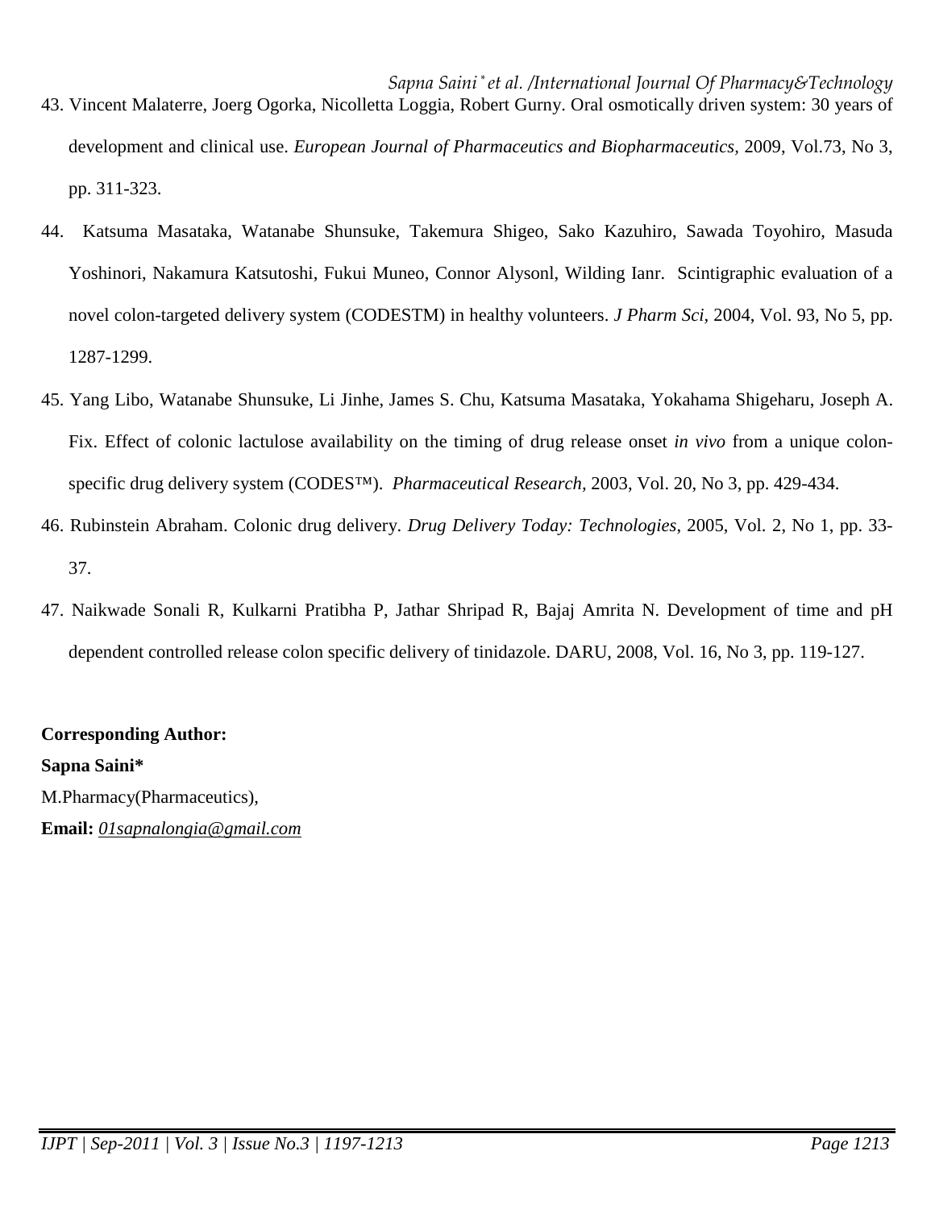43. Vincent Malaterre, Joerg Ogorka, Nicolletta Loggia, Robert Gurny. Oral osmotically driven system: 30 years of development and clinical use. *European Journal of Pharmaceutics and Biopharmaceutics,* 2009, Vol.73, No 3, pp. 311-323.

44. Katsuma Masataka, Watanabe Shunsuke, Takemura Shigeo, Sako Kazuhiro, Sawada Toyohiro, Masuda Yoshinori, Nakamura Katsutoshi, Fukui Muneo, Connor Alysonl, Wilding Ianr. Scintigraphic evaluation of a novel colon-targeted delivery system (CODESTM) in healthy volunteers. *J Pharm Sci,* 2004, Vol. 93, No 5, pp. 1287-1299.

45. Yang Libo, Watanabe Shunsuke, Li Jinhe, James S. Chu, Katsuma Masataka, Yokahama Shigeharu, Joseph A. Fix. Effect of colonic lactulose availability on the timing of drug release onset *in vivo* from a unique colon-specific drug delivery system (CODES™). *Pharmaceutical Research,* 2003, Vol. 20, No 3, pp. 429-434.

46. Rubinstein Abraham. Colonic drug delivery. *Drug Delivery Today: Technologies*, 2005, Vol. 2, No 1, pp. 33-37.

47. Naikwade Sonali R, Kulkarni Pratibha P, Jathar Shripad R, Bajaj Amrita N. Development of time and pH dependent controlled release colon specific delivery of tinidazole. DARU, 2008, Vol. 16, No 3, pp. 119-127.

**Corresponding Author:**

**Sapna Saini***

M.Pharmacy(Pharmaceutics),

**Email:** *01sapnalongia@gmail.com*